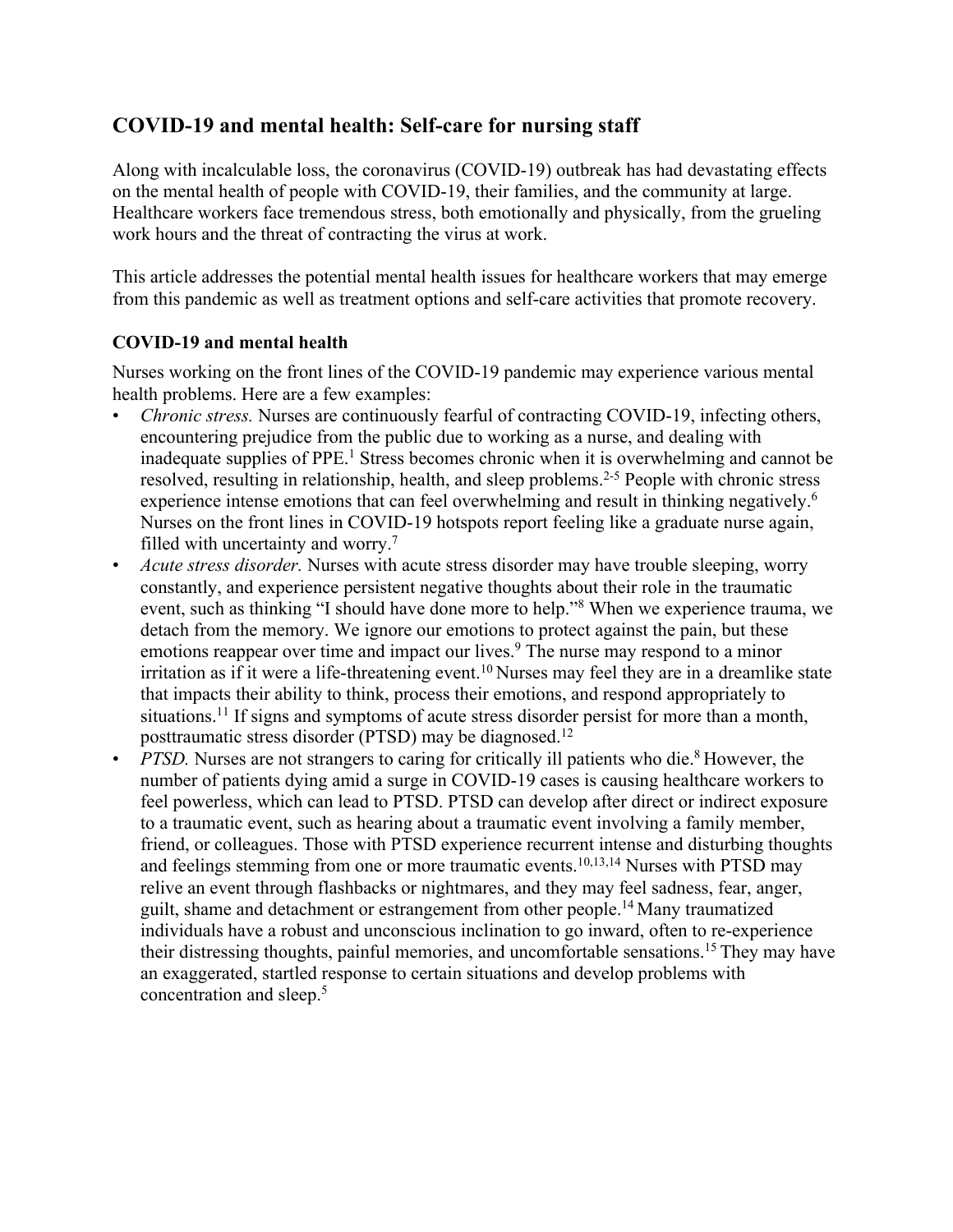## COVID-19 and mental health: Self-care for nursing staff

Along with incalculable loss, the coronavirus (COVID-19) outbreak has had devastating effects on the mental health of people with COVID-19, their families, and the community at large. Healthcare workers face tremendous stress, both emotionally and physically, from the grueling work hours and the threat of contracting the virus at work.

This article addresses the potential mental health issues for healthcare workers that may emerge from this pandemic as well as treatment options and self-care activities that promote recovery.

### COVID-19 and mental health

Nurses working on the front lines of the COVID-19 pandemic may experience various mental health problems. Here are a few examples:

- *Chronic stress.* Nurses are continuously fearful of contracting COVID-19, infecting others, encountering prejudice from the public due to working as a nurse, and dealing with inadequate supplies of PPE.[1] Stress becomes chronic when it is overwhelming and cannot be resolved, resulting in relationship, health, and sleep problems.[2-5] People with chronic stress experience intense emotions that can feel overwhelming and result in thinking negatively.[6] Nurses on the front lines in COVID-19 hotspots report feeling like a graduate nurse again, filled with uncertainty and worry.[7]
- *Acute stress disorder.* Nurses with acute stress disorder may have trouble sleeping, worry constantly, and experience persistent negative thoughts about their role in the traumatic event, such as thinking "I should have done more to help."[8] When we experience trauma, we detach from the memory. We ignore our emotions to protect against the pain, but these emotions reappear over time and impact our lives.[9] The nurse may respond to a minor irritation as if it were a life-threatening event.[10] Nurses may feel they are in a dreamlike state that impacts their ability to think, process their emotions, and respond appropriately to situations.[11] If signs and symptoms of acute stress disorder persist for more than a month, posttraumatic stress disorder (PTSD) may be diagnosed.[12]
- *PTSD.* Nurses are not strangers to caring for critically ill patients who die.[8] However, the number of patients dying amid a surge in COVID-19 cases is causing healthcare workers to feel powerless, which can lead to PTSD. PTSD can develop after direct or indirect exposure to a traumatic event, such as hearing about a traumatic event involving a family member, friend, or colleagues. Those with PTSD experience recurrent intense and disturbing thoughts and feelings stemming from one or more traumatic events.[10,13,14] Nurses with PTSD may relive an event through flashbacks or nightmares, and they may feel sadness, fear, anger, guilt, shame and detachment or estrangement from other people.[14] Many traumatized individuals have a robust and unconscious inclination to go inward, often to re-experience their distressing thoughts, painful memories, and uncomfortable sensations.[15] They may have an exaggerated, startled response to certain situations and develop problems with concentration and sleep.[5]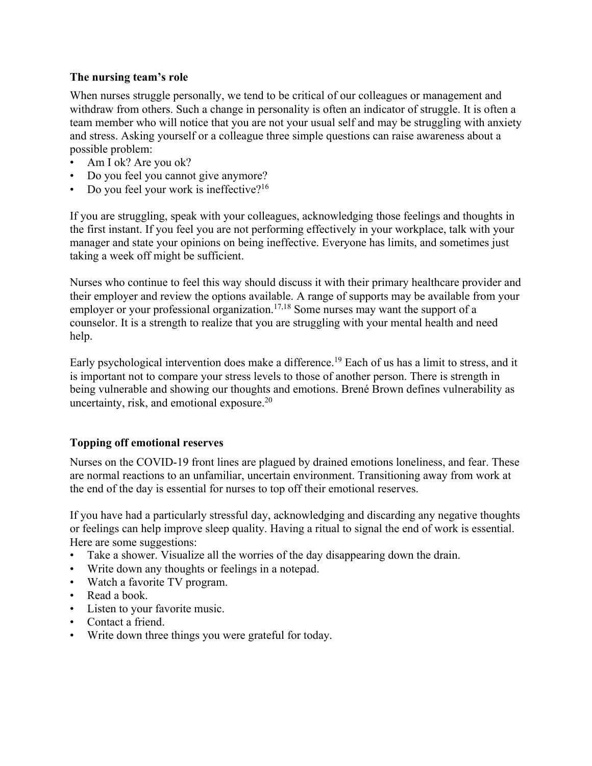**The nursing team's role**

When nurses struggle personally, we tend to be critical of our colleagues or management and withdraw from others. Such a change in personality is often an indicator of struggle. It is often a team member who will notice that you are not your usual self and may be struggling with anxiety and stress. Asking yourself or a colleague three simple questions can raise awareness about a possible problem:

- Am I ok? Are you ok?
- Do you feel you cannot give anymore?
- Do you feel your work is ineffective?[16]

If you are struggling, speak with your colleagues, acknowledging those feelings and thoughts in the first instant. If you feel you are not performing effectively in your workplace, talk with your manager and state your opinions on being ineffective. Everyone has limits, and sometimes just taking a week off might be sufficient.

Nurses who continue to feel this way should discuss it with their primary healthcare provider and their employer and review the options available. A range of supports may be available from your employer or your professional organization.[17,18] Some nurses may want the support of a counselor. It is a strength to realize that you are struggling with your mental health and need help.

Early psychological intervention does make a difference.[19] Each of us has a limit to stress, and it is important not to compare your stress levels to those of another person. There is strength in being vulnerable and showing our thoughts and emotions. Brené Brown defines vulnerability as uncertainty, risk, and emotional exposure.[20]

**Topping off emotional reserves**

Nurses on the COVID-19 front lines are plagued by drained emotions loneliness, and fear. These are normal reactions to an unfamiliar, uncertain environment. Transitioning away from work at the end of the day is essential for nurses to top off their emotional reserves.

If you have had a particularly stressful day, acknowledging and discarding any negative thoughts or feelings can help improve sleep quality. Having a ritual to signal the end of work is essential. Here are some suggestions:

- Take a shower. Visualize all the worries of the day disappearing down the drain.
- Write down any thoughts or feelings in a notepad.
- Watch a favorite TV program.
- Read a book.
- Listen to your favorite music.
- Contact a friend.
- Write down three things you were grateful for today.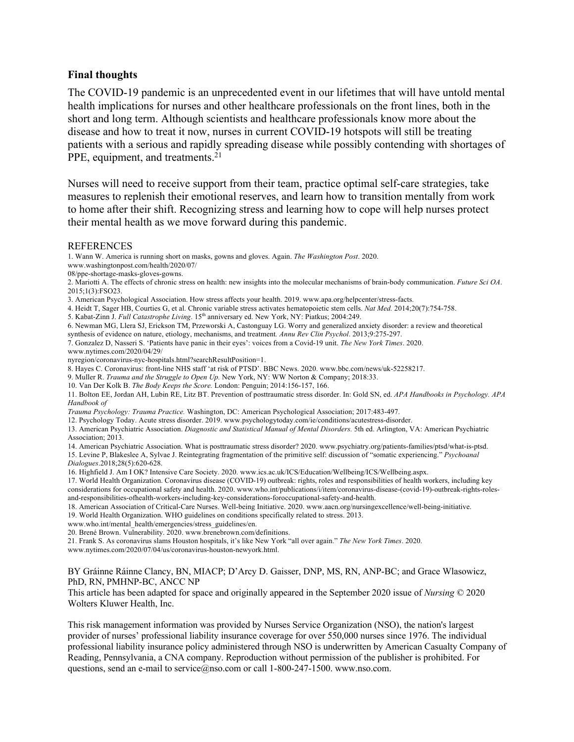## Final thoughts

The COVID-19 pandemic is an unprecedented event in our lifetimes that will have untold mental health implications for nurses and other healthcare professionals on the front lines, both in the short and long term. Although scientists and healthcare professionals know more about the disease and how to treat it now, nurses in current COVID-19 hotspots will still be treating patients with a serious and rapidly spreading disease while possibly contending with shortages of PPE, equipment, and treatments.[21]

Nurses will need to receive support from their team, practice optimal self-care strategies, take measures to replenish their emotional reserves, and learn how to transition mentally from work to home after their shift. Recognizing stress and learning how to cope will help nurses protect their mental health as we move forward during this pandemic.

REFERENCES

1. Wann W. America is running short on masks, gowns and gloves. Again. *The Washington Post*. 2020. www.washingtonpost.com/health/2020/07/08/ppe-shortage-masks-gloves-gowns.
2. Mariotti A. The effects of chronic stress on health: new insights into the molecular mechanisms of brain-body communication. *Future Sci OA*. 2015;1(3):FSO23.
3. American Psychological Association. How stress affects your health. 2019. www.apa.org/helpcenter/stress-facts.
4. Heidt T, Sager HB, Courties G, et al. Chronic variable stress activates hematopoietic stem cells. *Nat Med.* 2014;20(7):754-758.
5. Kabat-Zinn J. *Full Catastrophe Living*. 15th anniversary ed. New York, NY: Piatkus; 2004:249.
6. Newman MG, Llera SJ, Erickson TM, Przeworski A, Castonguay LG. Worry and generalized anxiety disorder: a review and theoretical synthesis of evidence on nature, etiology, mechanisms, and treatment. *Annu Rev Clin Psychol*. 2013;9:275-297.
7. Gonzalez D, Nasseri S. 'Patients have panic in their eyes': voices from a Covid-19 unit. *The New York Times*. 2020. www.nytimes.com/2020/04/29/nyregion/coronavirus-nyc-hospitals.html?searchResultPosition=1.
8. Hayes C. Coronavirus: front-line NHS staff 'at risk of PTSD'. BBC News. 2020. www.bbc.com/news/uk-52258217.
9. Muller R. *Trauma and the Struggle to Open Up.* New York, NY: WW Norton & Company; 2018:33.
10. Van Der Kolk B. *The Body Keeps the Score.* London: Penguin; 2014:156-157, 166.
11. Bolton EE, Jordan AH, Lubin RE, Litz BT. Prevention of posttraumatic stress disorder. In: Gold SN, ed. *APA Handbooks in Psychology. APA Handbook of Trauma Psychology: Trauma Practice.* Washington, DC: American Psychological Association; 2017:483-497.
12. Psychology Today. Acute stress disorder. 2019. www.psychologytoday.com/ie/conditions/acutestress-disorder.
13. American Psychiatric Association. *Diagnostic and Statistical Manual of Mental Disorders.* 5th ed. Arlington, VA: American Psychiatric Association; 2013.
14. American Psychiatric Association. What is posttraumatic stress disorder? 2020. www.psychiatry.org/patients-families/ptsd/what-is-ptsd.
15. Levine P, Blakeslee A, Sylvae J. Reintegrating fragmentation of the primitive self: discussion of "somatic experiencing." *Psychoanal Dialogues*.2018;28(5):620-628.
16. Highfield J. Am I OK? Intensive Care Society. 2020. www.ics.ac.uk/ICS/Education/Wellbeing/ICS/Wellbeing.aspx.
17. World Health Organization. Coronavirus disease (COVID-19) outbreak: rights, roles and responsibilities of health workers, including key considerations for occupational safety and health. 2020. www.who.int/publications/i/item/coronavirus-disease-(covid-19)-outbreak-rights-roles-and-responsibilities-ofhealth-workers-including-key-considerations-foroccupational-safety-and-health.
18. American Association of Critical-Care Nurses. Well-being Initiative. 2020. www.aacn.org/nursingexcellence/well-being-initiative.
19. World Health Organization. WHO guidelines on conditions specifically related to stress. 2013. www.who.int/mental_health/emergencies/stress_guidelines/en.
20. Brené Brown. Vulnerability. 2020. www.brenebrown.com/definitions.
21. Frank S. As coronavirus slams Houston hospitals, it's like New York "all over again." *The New York Times*. 2020. www.nytimes.com/2020/07/04/us/coronavirus-houston-newyork.html.

BY Gráinne Ráinne Clancy, BN, MIACP; D'Arcy D. Gaisser, DNP, MS, RN, ANP-BC; and Grace Wlasowicz, PhD, RN, PMHNP-BC, ANCC NP
This article has been adapted for space and originally appeared in the September 2020 issue of *Nursing* © 2020 Wolters Kluwer Health, Inc.

This risk management information was provided by Nurses Service Organization (NSO), the nation's largest provider of nurses' professional liability insurance coverage for over 550,000 nurses since 1976. The individual professional liability insurance policy administered through NSO is underwritten by American Casualty Company of Reading, Pennsylvania, a CNA company. Reproduction without permission of the publisher is prohibited. For questions, send an e-mail to service@nso.com or call 1-800-247-1500. www.nso.com.